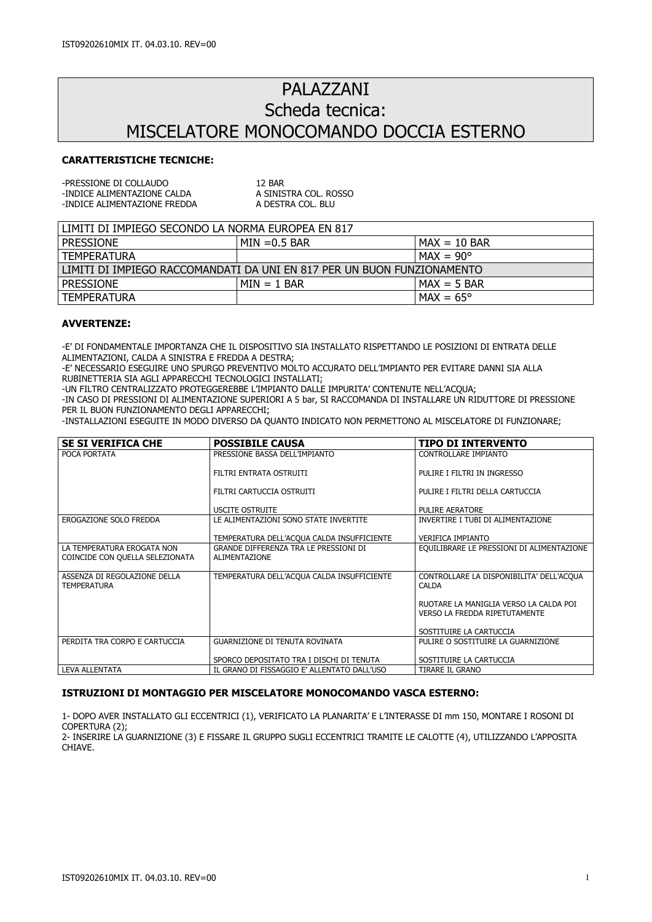# PALAZZANI
## Scheda tecnica:
## MISCELATORE MONOCOMANDO DOCCIA ESTERNO

**CARATTERISTICHE TECNICHE:**

-PRESSIONE DI COLLAUDO 12 BAR
-INDICE ALIMENTAZIONE CALDA A SINISTRA COL. ROSSO
-INDICE ALIMENTAZIONE FREDDA A DESTRA COL. BLU

| LIMITI DI IMPIEGO SECONDO LA NORMA EUROPEA EN 817 | | |
|---|---|---|
| PRESSIONE | MIN =0.5 BAR | MAX = 10 BAR |
| TEMPERATURA | | MAX = 90° |
| LIMITI DI IMPIEGO RACCOMANDATI DA UNI EN 817 PER UN BUON FUNZIONAMENTO | | |
| PRESSIONE | MIN = 1 BAR | MAX = 5 BAR |
| TEMPERATURA | | MAX = 65° |

**AVVERTENZE:**

-E' DI FONDAMENTALE IMPORTANZA CHE IL DISPOSITIVO SIA INSTALLATO RISPETTANDO LE POSIZIONI DI ENTRATA DELLE ALIMENTAZIONI, CALDA A SINISTRA E FREDDA A DESTRA;
-E' NECESSARIO ESEGUIRE UNO SPURGO PREVENTIVO MOLTO ACCURATO DELL'IMPIANTO PER EVITARE DANNI SIA ALLA RUBINETTERIA SIA AGLI APPARECCHI TECNOLOGICI INSTALLATI;
-UN FILTRO CENTRALIZZATO PROTEGGEREBBE L'IMPIANTO DALLE IMPURITA' CONTENUTE NELL'ACQUA;
-IN CASO DI PRESSIONI DI ALIMENTAZIONE SUPERIORI A 5 bar, SI RACCOMANDA DI INSTALLARE UN RIDUTTORE DI PRESSIONE PER IL BUON FUNZIONAMENTO DEGLI APPARECCHI;
-INSTALLAZIONI ESEGUITE IN MODO DIVERSO DA QUANTO INDICATO NON PERMETTONO AL MISCELATORE DI FUNZIONARE;

| SE SI VERIFICA CHE | POSSIBILE CAUSA | TIPO DI INTERVENTO |
|---|---|---|
| POCA PORTATA | PRESSIONE BASSA DELL'IMPIANTO | CONTROLLARE IMPIANTO |
| | FILTRI ENTRATA OSTRUITI | PULIRE I FILTRI IN INGRESSO |
| | FILTRI CARTUCCIA OSTRUITI | PULIRE I FILTRI DELLA CARTUCCIA |
| | USCITE OSTRUITE | PULIRE AERATORE |
| EROGAZIONE SOLO FREDDA | LE ALIMENTAZIONI SONO STATE INVERTITE | INVERTIRE I TUBI DI ALIMENTAZIONE |
| | TEMPERATURA DELL'ACQUA CALDA INSUFFICIENTE | VERIFICA IMPIANTO |
| LA TEMPERATURA EROGATA NON COINCIDE CON QUELLA SELEZIONATA | GRANDE DIFFERENZA TRA LE PRESSIONI DI ALIMENTAZIONE | EQUILIBRARE LE PRESSIONI DI ALIMENTAZIONE |
| ASSENZA DI REGOLAZIONE DELLA TEMPERATURA | TEMPERATURA DELL'ACQUA CALDA INSUFFICIENTE | CONTROLLARE LA DISPONIBILITA' DELL'ACQUA CALDA |
| | | RUOTARE LA MANIGLIA VERSO LA CALDA POI VERSO LA FREDDA RIPETUTAMENTE |
| | | SOSTITUIRE LA CARTUCCIA |
| PERDITA TRA CORPO E CARTUCCIA | GUARNIZIONE DI TENUTA ROVINATA | PULIRE O SOSTITUIRE LA GUARNIZIONE |
| | SPORCO DEPOSITATO TRA I DISCHI DI TENUTA | SOSTITUIRE LA CARTUCCIA |
| LEVA ALLENTATA | IL GRANO DI FISSAGGIO E' ALLENTATO DALL'USO | TIRARE IL GRANO |

**ISTRUZIONI DI MONTAGGIO PER MISCELATORE MONOCOMANDO VASCA ESTERNO:**

1- DOPO AVER INSTALLATO GLI ECCENTRICI (1), VERIFICATO LA PLANARITA' E L'INTERASSE DI mm 150, MONTARE I ROSONI DI COPERTURA (2);
2- INSERIRE LA GUARNIZIONE (3) E FISSARE IL GRUPPO SUGLI ECCENTRICI TRAMITE LE CALOTTE (4), UTILIZZANDO L'APPOSITA CHIAVE.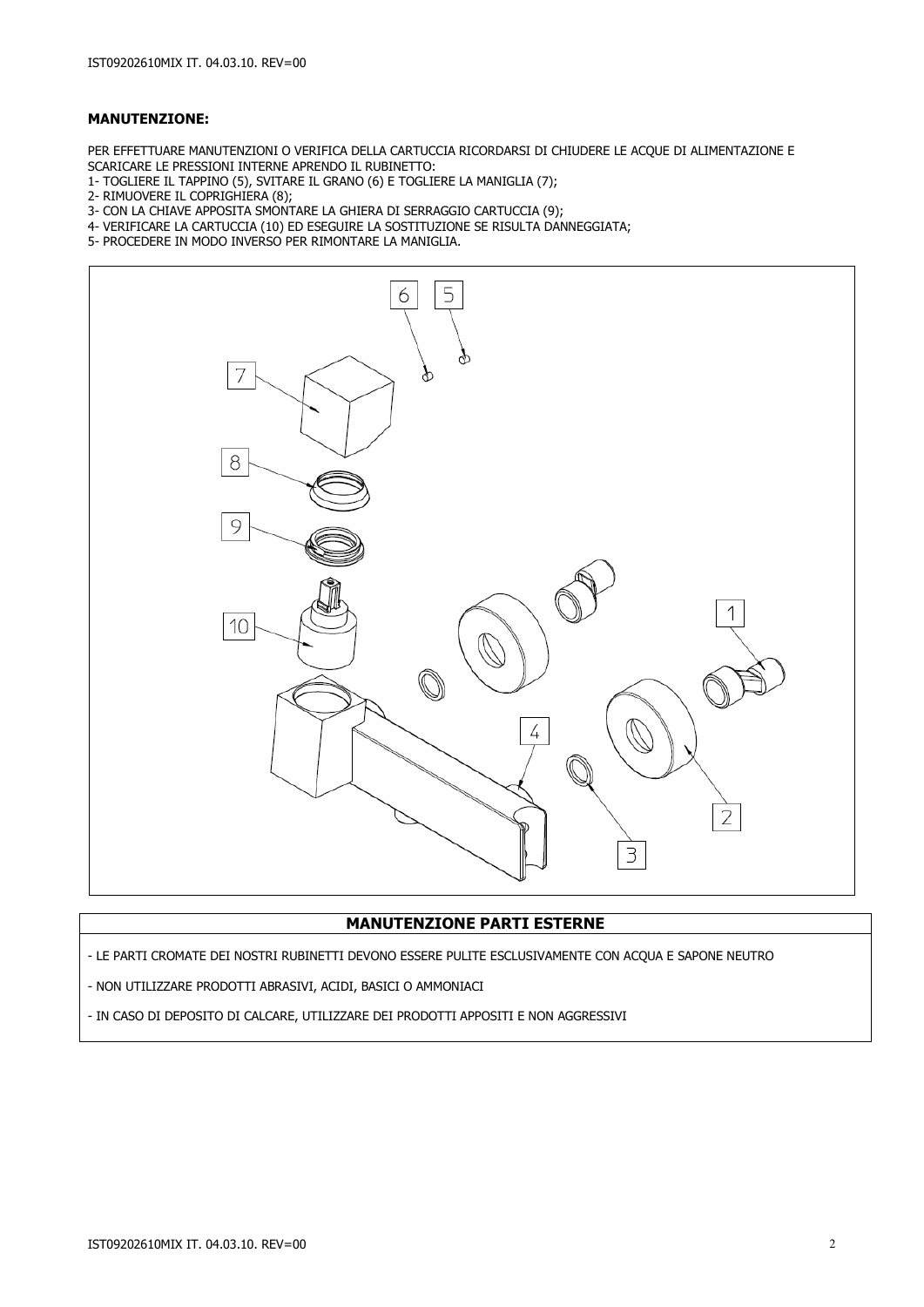**MANUTENZIONE:**

PER EFFETTUARE MANUTENZIONI O VERIFICA DELLA CARTUCCIA RICORDARSI DI CHIUDERE LE ACQUE DI ALIMENTAZIONE E SCARICARE LE PRESSIONI INTERNE APRENDO IL RUBINETTO:

1- TOGLIERE IL TAPPINO (5), SVITARE IL GRANO (6) E TOGLIERE LA MANIGLIA (7);
2- RIMUOVERE IL COPRIGHIERA (8);
3- CON LA CHIAVE APPOSITA SMONTARE LA GHIERA DI SERRAGGIO CARTUCCIA (9);
4- VERIFICARE LA CARTUCCIA (10) ED ESEGUIRE LA SOSTITUZIONE SE RISULTA DANNEGGIATA;
5- PROCEDERE IN MODO INVERSO PER RIMONTARE LA MANIGLIA.

6
5
7
8
9
10
1
4
2
3

## MANUTENZIONE PARTI ESTERNE

- LE PARTI CROMATE DEI NOSTRI RUBINETTI DEVONO ESSERE PULITE ESCLUSIVAMENTE CON ACQUA E SAPONE NEUTRO
- NON UTILIZZARE PRODOTTI ABRASIVI, ACIDI, BASICI O AMMONIACI
- IN CASO DI DEPOSITO DI CALCARE, UTILIZZARE DEI PRODOTTI APPOSITI E NON AGGRESSIVI